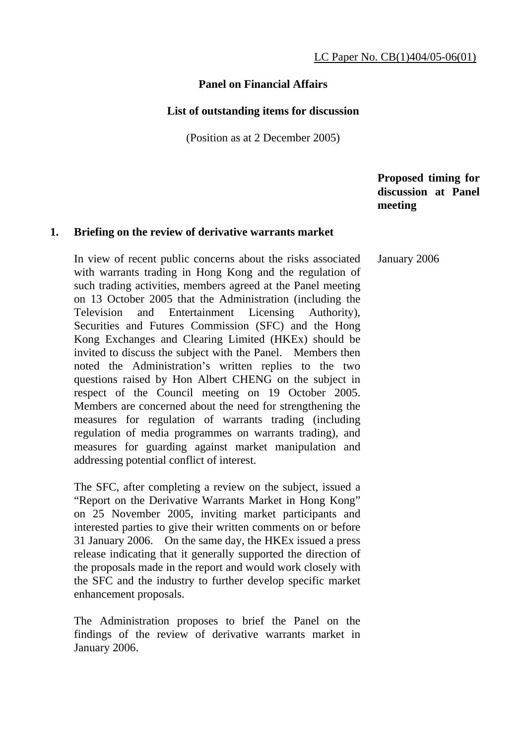LC Paper No. CB(1)404/05-06(01)

**Panel on Financial Affairs**

**List of outstanding items for discussion**

(Position as at 2 December 2005)

| | Proposed timing for discussion at Panel meeting |
|---|---|
| **1. Briefing on the review of derivative warrants market** | |
| In view of recent public concerns about the risks associated with warrants trading in Hong Kong and the regulation of such trading activities, members agreed at the Panel meeting on 13 October 2005 that the Administration (including the Television and Entertainment Licensing Authority), Securities and Futures Commission (SFC) and the Hong Kong Exchanges and Clearing Limited (HKEx) should be invited to discuss the subject with the Panel. Members then noted the Administration's written replies to the two questions raised by Hon Albert CHENG on the subject in respect of the Council meeting on 19 October 2005. Members are concerned about the need for strengthening the measures for regulation of warrants trading (including regulation of media programmes on warrants trading), and measures for guarding against market manipulation and addressing potential conflict of interest. | January 2006 |
| The SFC, after completing a review on the subject, issued a "Report on the Derivative Warrants Market in Hong Kong" on 25 November 2005, inviting market participants and interested parties to give their written comments on or before 31 January 2006. On the same day, the HKEx issued a press release indicating that it generally supported the direction of the proposals made in the report and would work closely with the SFC and the industry to further develop specific market enhancement proposals. | |
| The Administration proposes to brief the Panel on the findings of the review of derivative warrants market in January 2006. | |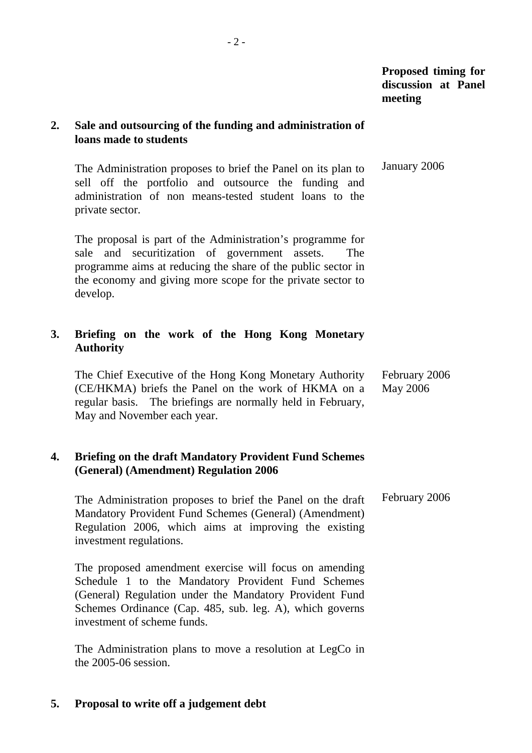**Proposed timing for discussion at Panel meeting**

**2. Sale and outsourcing of the funding and administration of loans made to students**

The Administration proposes to brief the Panel on its plan to sell off the portfolio and outsource the funding and administration of non means-tested student loans to the private sector. — January 2006

The proposal is part of the Administration's programme for sale and securitization of government assets. The programme aims at reducing the share of the public sector in the economy and giving more scope for the private sector to develop.

**3. Briefing on the work of the Hong Kong Monetary Authority**

The Chief Executive of the Hong Kong Monetary Authority (CE/HKMA) briefs the Panel on the work of HKMA on a regular basis. The briefings are normally held in February, May and November each year. — February 2006; May 2006

**4. Briefing on the draft Mandatory Provident Fund Schemes (General) (Amendment) Regulation 2006**

The Administration proposes to brief the Panel on the draft Mandatory Provident Fund Schemes (General) (Amendment) Regulation 2006, which aims at improving the existing investment regulations. — February 2006

The proposed amendment exercise will focus on amending Schedule 1 to the Mandatory Provident Fund Schemes (General) Regulation under the Mandatory Provident Fund Schemes Ordinance (Cap. 485, sub. leg. A), which governs investment of scheme funds.

The Administration plans to move a resolution at LegCo in the 2005-06 session.

**5. Proposal to write off a judgement debt**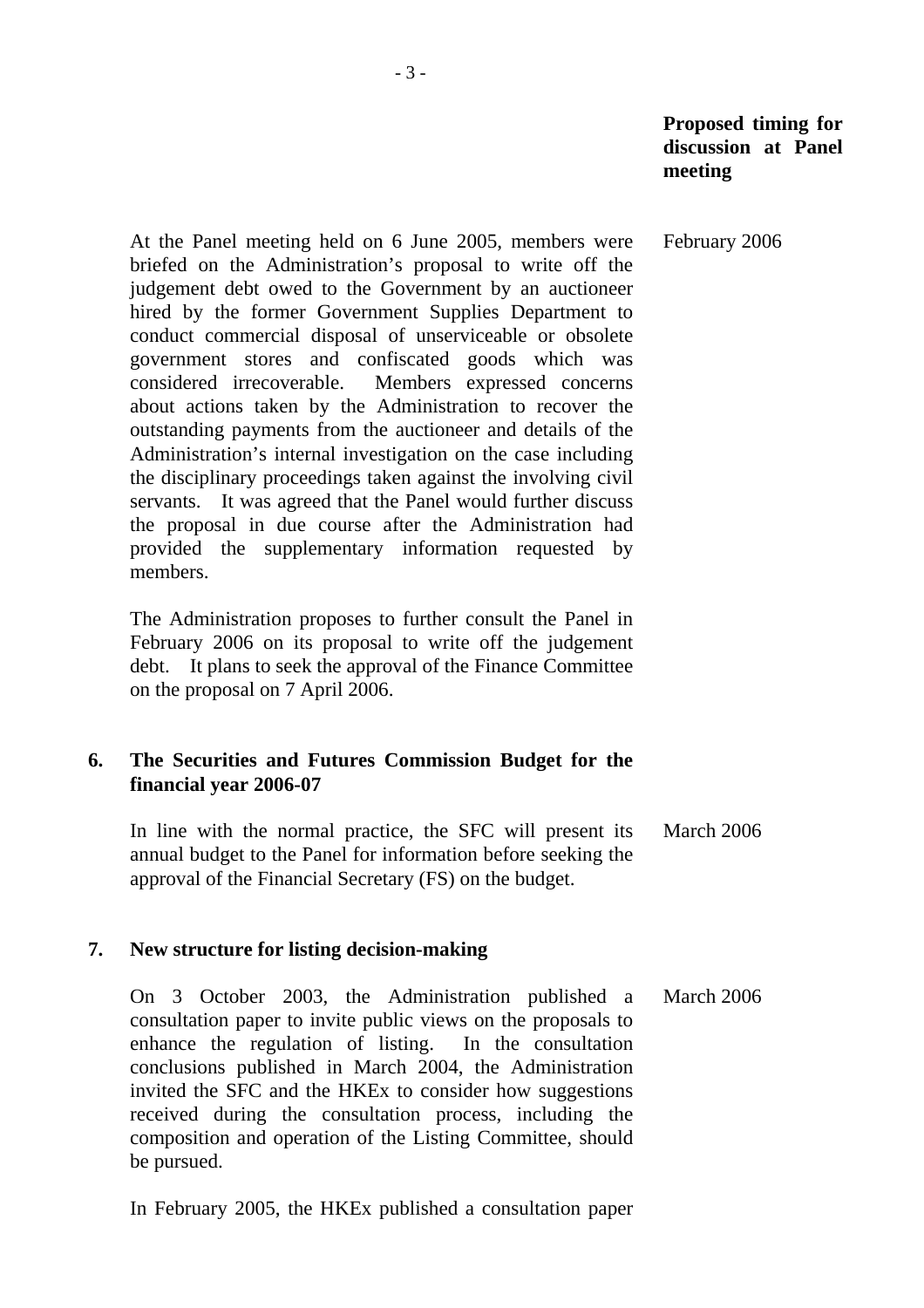**Proposed timing for discussion at Panel meeting**

At the Panel meeting held on 6 June 2005, members were briefed on the Administration's proposal to write off the judgement debt owed to the Government by an auctioneer hired by the former Government Supplies Department to conduct commercial disposal of unserviceable or obsolete government stores and confiscated goods which was considered irrecoverable. Members expressed concerns about actions taken by the Administration to recover the outstanding payments from the auctioneer and details of the Administration's internal investigation on the case including the disciplinary proceedings taken against the involving civil servants. It was agreed that the Panel would further discuss the proposal in due course after the Administration had provided the supplementary information requested by members. — February 2006

The Administration proposes to further consult the Panel in February 2006 on its proposal to write off the judgement debt. It plans to seek the approval of the Finance Committee on the proposal on 7 April 2006.

**6. The Securities and Futures Commission Budget for the financial year 2006-07**

In line with the normal practice, the SFC will present its annual budget to the Panel for information before seeking the approval of the Financial Secretary (FS) on the budget. — March 2006

**7. New structure for listing decision-making**

On 3 October 2003, the Administration published a consultation paper to invite public views on the proposals to enhance the regulation of listing. In the consultation conclusions published in March 2004, the Administration invited the SFC and the HKEx to consider how suggestions received during the consultation process, including the composition and operation of the Listing Committee, should be pursued. — March 2006

In February 2005, the HKEx published a consultation paper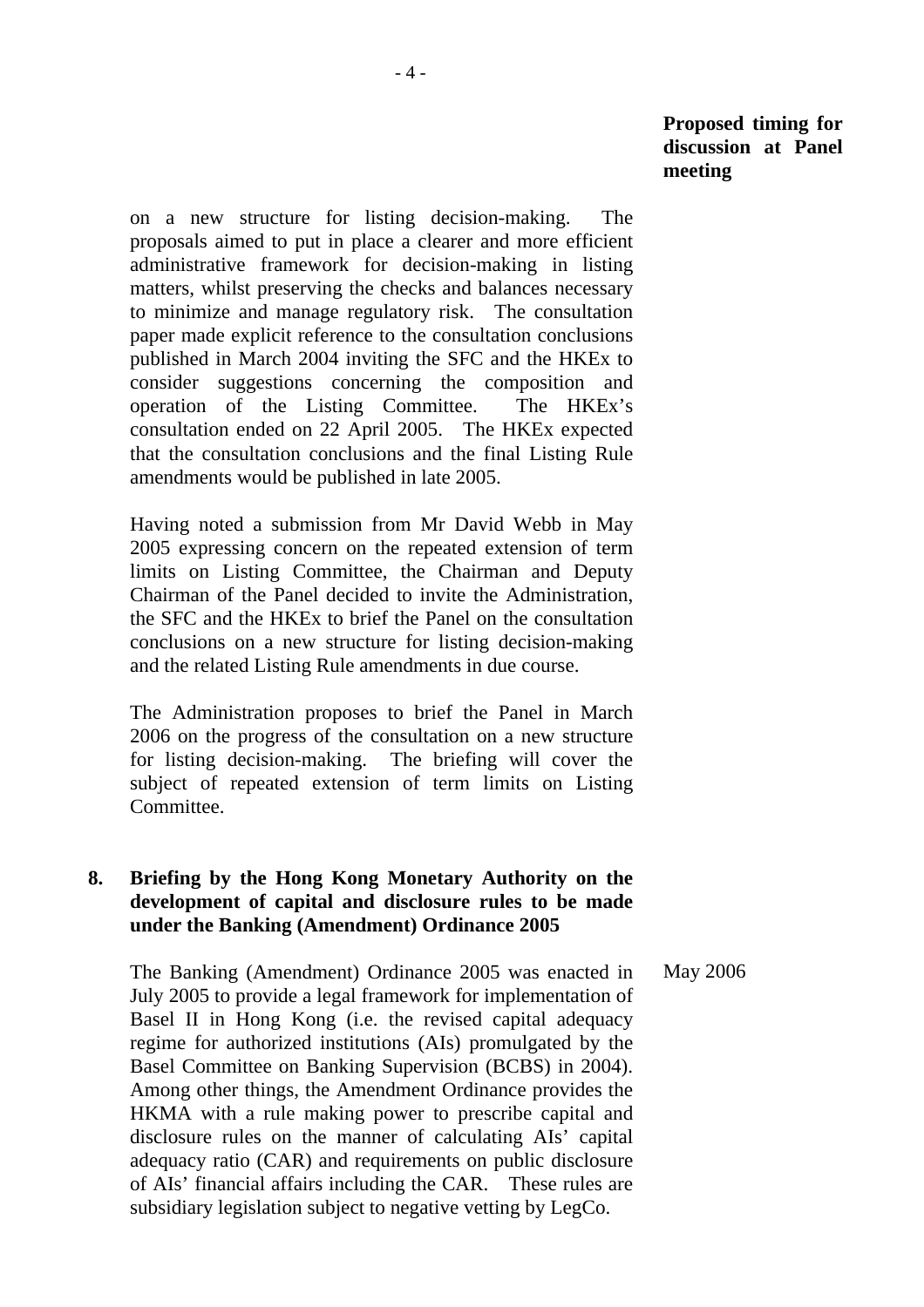**Proposed timing for discussion at Panel meeting**

on a new structure for listing decision-making. The proposals aimed to put in place a clearer and more efficient administrative framework for decision-making in listing matters, whilst preserving the checks and balances necessary to minimize and manage regulatory risk. The consultation paper made explicit reference to the consultation conclusions published in March 2004 inviting the SFC and the HKEx to consider suggestions concerning the composition and operation of the Listing Committee. The HKEx's consultation ended on 22 April 2005. The HKEx expected that the consultation conclusions and the final Listing Rule amendments would be published in late 2005.

Having noted a submission from Mr David Webb in May 2005 expressing concern on the repeated extension of term limits on Listing Committee, the Chairman and Deputy Chairman of the Panel decided to invite the Administration, the SFC and the HKEx to brief the Panel on the consultation conclusions on a new structure for listing decision-making and the related Listing Rule amendments in due course.

The Administration proposes to brief the Panel in March 2006 on the progress of the consultation on a new structure for listing decision-making. The briefing will cover the subject of repeated extension of term limits on Listing Committee.

**8. Briefing by the Hong Kong Monetary Authority on the development of capital and disclosure rules to be made under the Banking (Amendment) Ordinance 2005**

*Proposed timing: May 2006*

The Banking (Amendment) Ordinance 2005 was enacted in July 2005 to provide a legal framework for implementation of Basel II in Hong Kong (i.e. the revised capital adequacy regime for authorized institutions (AIs) promulgated by the Basel Committee on Banking Supervision (BCBS) in 2004). Among other things, the Amendment Ordinance provides the HKMA with a rule making power to prescribe capital and disclosure rules on the manner of calculating AIs' capital adequacy ratio (CAR) and requirements on public disclosure of AIs' financial affairs including the CAR. These rules are subsidiary legislation subject to negative vetting by LegCo.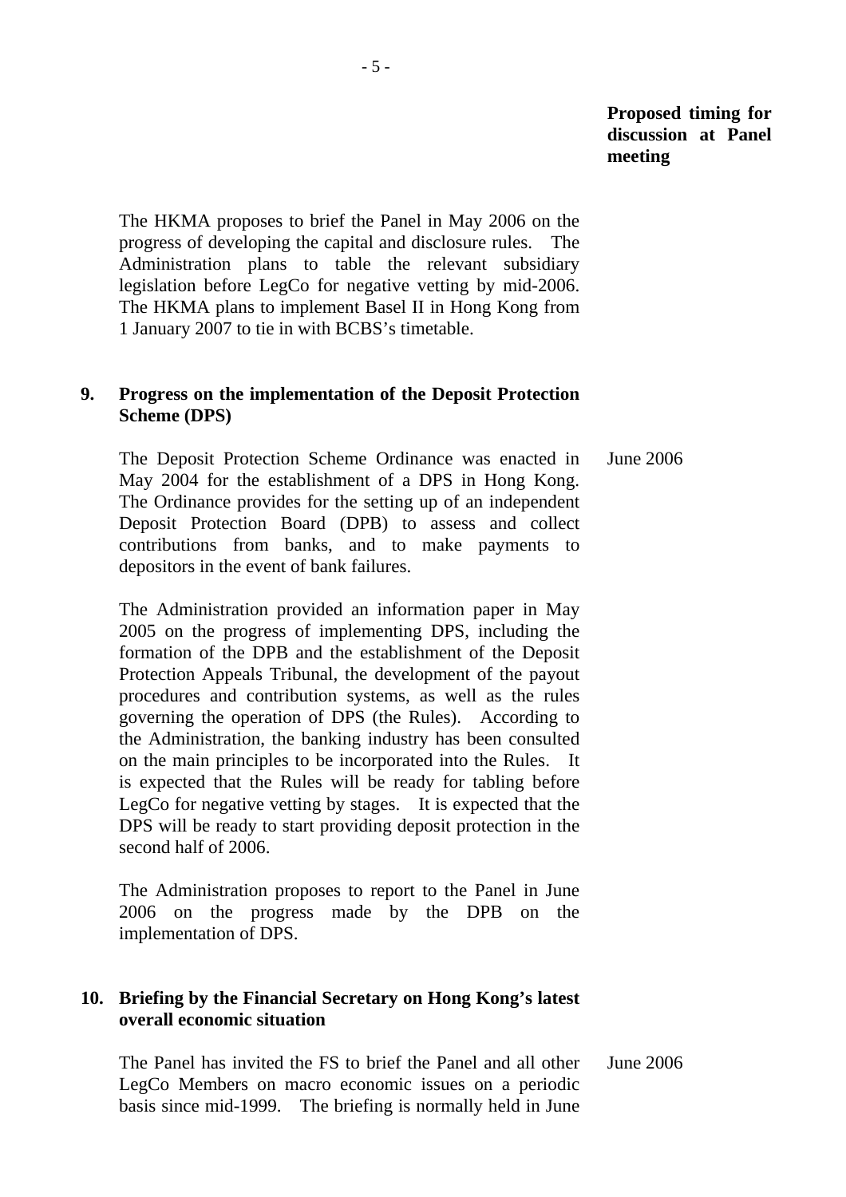**Proposed timing for discussion at Panel meeting**

The HKMA proposes to brief the Panel in May 2006 on the progress of developing the capital and disclosure rules. The Administration plans to table the relevant subsidiary legislation before LegCo for negative vetting by mid-2006. The HKMA plans to implement Basel II in Hong Kong from 1 January 2007 to tie in with BCBS's timetable.

**9. Progress on the implementation of the Deposit Protection Scheme (DPS)**

The Deposit Protection Scheme Ordinance was enacted in May 2004 for the establishment of a DPS in Hong Kong. The Ordinance provides for the setting up of an independent Deposit Protection Board (DPB) to assess and collect contributions from banks, and to make payments to depositors in the event of bank failures. — June 2006

The Administration provided an information paper in May 2005 on the progress of implementing DPS, including the formation of the DPB and the establishment of the Deposit Protection Appeals Tribunal, the development of the payout procedures and contribution systems, as well as the rules governing the operation of DPS (the Rules). According to the Administration, the banking industry has been consulted on the main principles to be incorporated into the Rules. It is expected that the Rules will be ready for tabling before LegCo for negative vetting by stages. It is expected that the DPS will be ready to start providing deposit protection in the second half of 2006.

The Administration proposes to report to the Panel in June 2006 on the progress made by the DPB on the implementation of DPS.

**10. Briefing by the Financial Secretary on Hong Kong's latest overall economic situation**

The Panel has invited the FS to brief the Panel and all other LegCo Members on macro economic issues on a periodic basis since mid-1999. The briefing is normally held in June — June 2006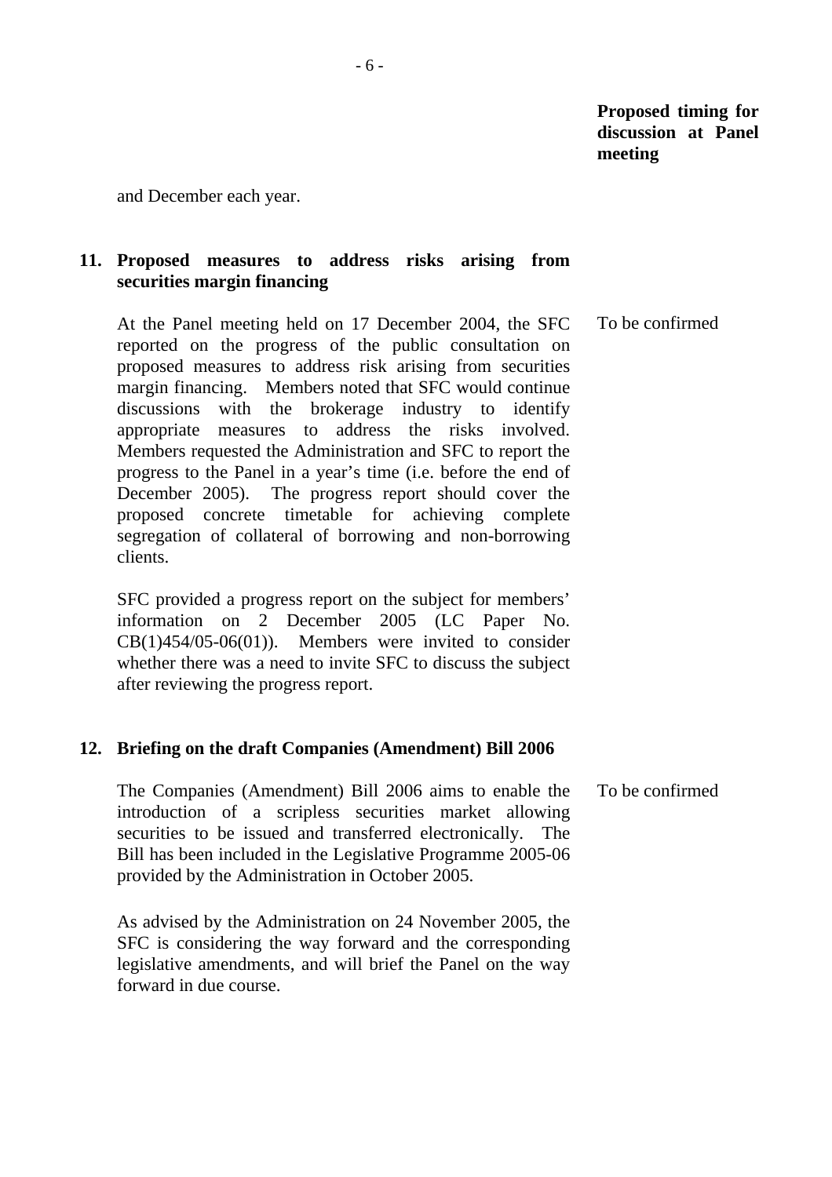| | Proposed timing for discussion at Panel meeting |
|---|---|
| and December each year. | |
| **11. Proposed measures to address risks arising from securities margin financing** | |
| At the Panel meeting held on 17 December 2004, the SFC reported on the progress of the public consultation on proposed measures to address risk arising from securities margin financing. Members noted that SFC would continue discussions with the brokerage industry to identify appropriate measures to address the risks involved. Members requested the Administration and SFC to report the progress to the Panel in a year's time (i.e. before the end of December 2005). The progress report should cover the proposed concrete timetable for achieving complete segregation of collateral of borrowing and non-borrowing clients. | To be confirmed |
| SFC provided a progress report on the subject for members' information on 2 December 2005 (LC Paper No. CB(1)454/05-06(01)). Members were invited to consider whether there was a need to invite SFC to discuss the subject after reviewing the progress report. | |
| **12. Briefing on the draft Companies (Amendment) Bill 2006** | |
| The Companies (Amendment) Bill 2006 aims to enable the introduction of a scripless securities market allowing securities to be issued and transferred electronically. The Bill has been included in the Legislative Programme 2005-06 provided by the Administration in October 2005. | To be confirmed |
| As advised by the Administration on 24 November 2005, the SFC is considering the way forward and the corresponding legislative amendments, and will brief the Panel on the way forward in due course. | |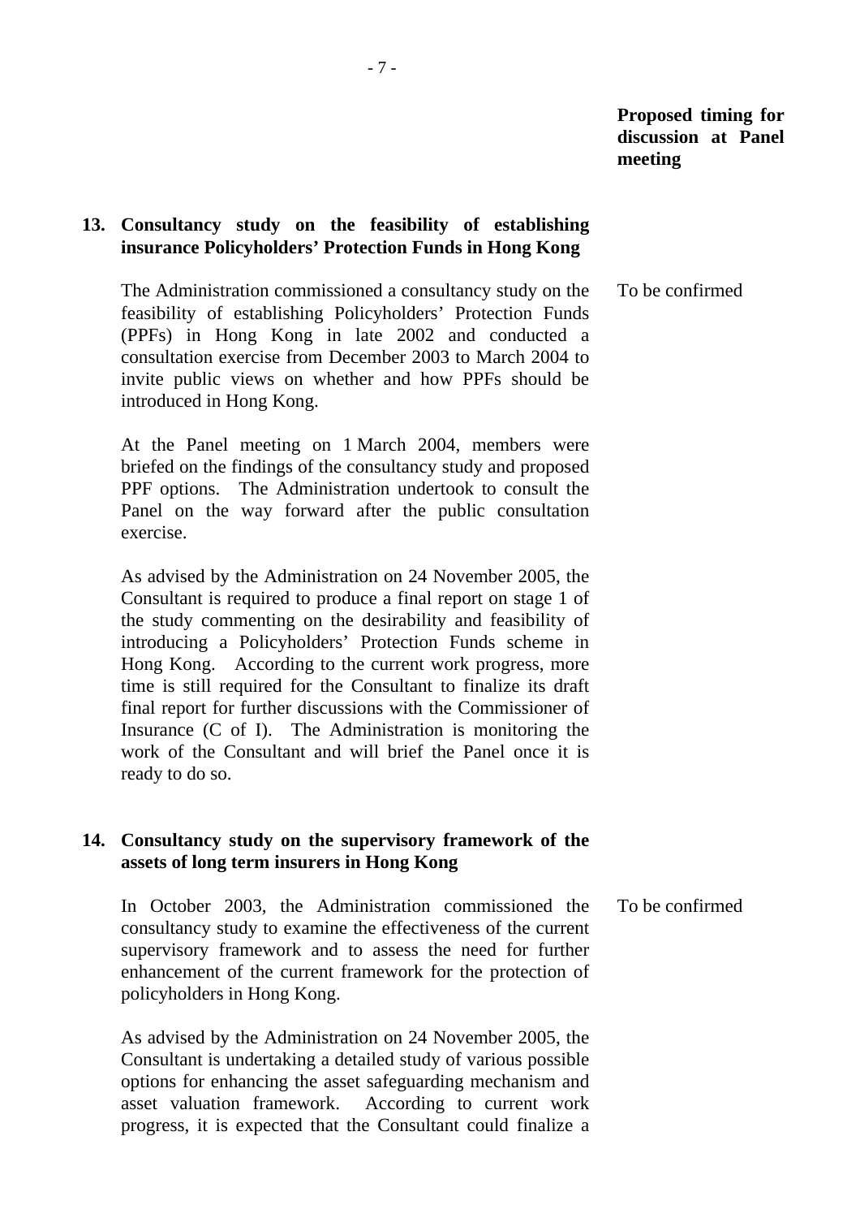**Proposed timing for discussion at Panel meeting**

**13. Consultancy study on the feasibility of establishing insurance Policyholders' Protection Funds in Hong Kong**

The Administration commissioned a consultancy study on the feasibility of establishing Policyholders' Protection Funds (PPFs) in Hong Kong in late 2002 and conducted a consultation exercise from December 2003 to March 2004 to invite public views on whether and how PPFs should be introduced in Hong Kong.

To be confirmed

At the Panel meeting on 1 March 2004, members were briefed on the findings of the consultancy study and proposed PPF options. The Administration undertook to consult the Panel on the way forward after the public consultation exercise.

As advised by the Administration on 24 November 2005, the Consultant is required to produce a final report on stage 1 of the study commenting on the desirability and feasibility of introducing a Policyholders' Protection Funds scheme in Hong Kong. According to the current work progress, more time is still required for the Consultant to finalize its draft final report for further discussions with the Commissioner of Insurance (C of I). The Administration is monitoring the work of the Consultant and will brief the Panel once it is ready to do so.

**14. Consultancy study on the supervisory framework of the assets of long term insurers in Hong Kong**

In October 2003, the Administration commissioned the consultancy study to examine the effectiveness of the current supervisory framework and to assess the need for further enhancement of the current framework for the protection of policyholders in Hong Kong.

To be confirmed

As advised by the Administration on 24 November 2005, the Consultant is undertaking a detailed study of various possible options for enhancing the asset safeguarding mechanism and asset valuation framework. According to current work progress, it is expected that the Consultant could finalize a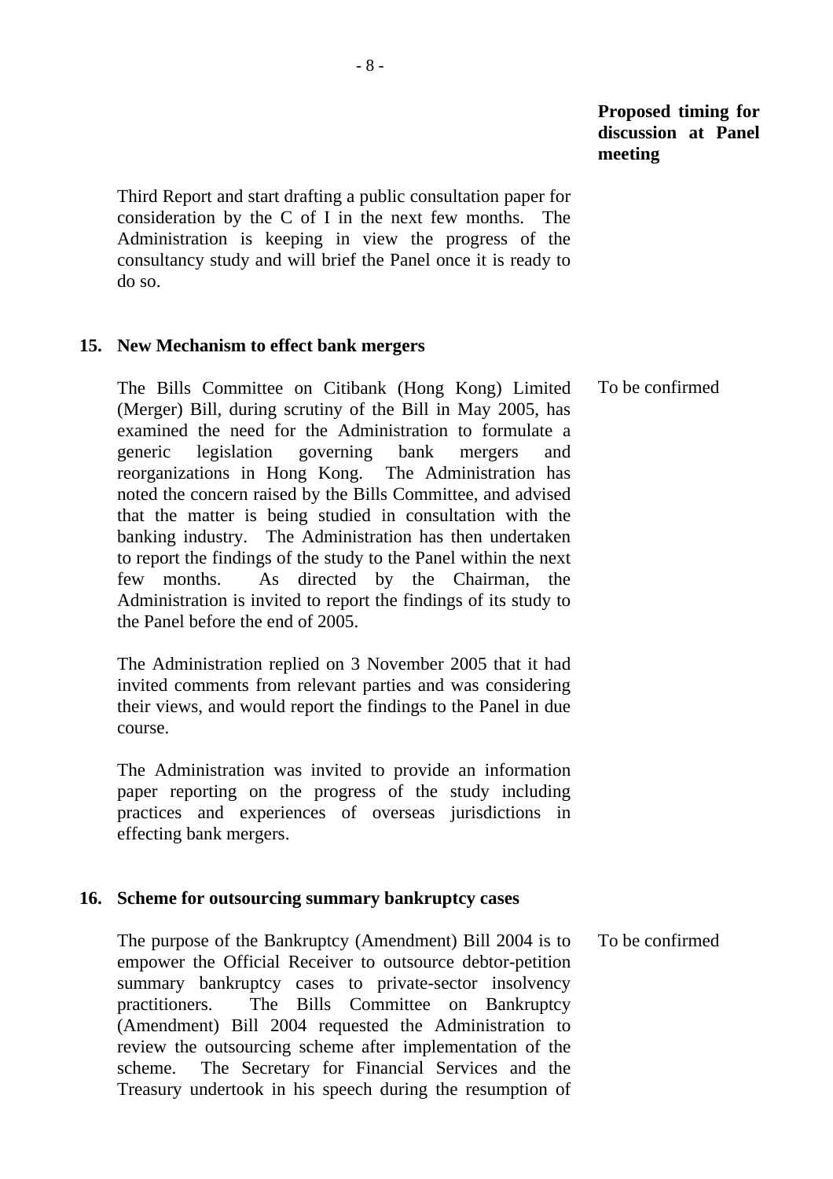| | Proposed timing for discussion at Panel meeting |
|---|---|
| Third Report and start drafting a public consultation paper for consideration by the C of I in the next few months. The Administration is keeping in view the progress of the consultancy study and will brief the Panel once it is ready to do so. | |

**15. New Mechanism to effect bank mergers**

| | |
|---|---|
| The Bills Committee on Citibank (Hong Kong) Limited (Merger) Bill, during scrutiny of the Bill in May 2005, has examined the need for the Administration to formulate a generic legislation governing bank mergers and reorganizations in Hong Kong. The Administration has noted the concern raised by the Bills Committee, and advised that the matter is being studied in consultation with the banking industry. The Administration has then undertaken to report the findings of the study to the Panel within the next few months. As directed by the Chairman, the Administration is invited to report the findings of its study to the Panel before the end of 2005. | To be confirmed |

The Administration replied on 3 November 2005 that it had invited comments from relevant parties and was considering their views, and would report the findings to the Panel in due course.

The Administration was invited to provide an information paper reporting on the progress of the study including practices and experiences of overseas jurisdictions in effecting bank mergers.

**16. Scheme for outsourcing summary bankruptcy cases**

| | |
|---|---|
| The purpose of the Bankruptcy (Amendment) Bill 2004 is to empower the Official Receiver to outsource debtor-petition summary bankruptcy cases to private-sector insolvency practitioners. The Bills Committee on Bankruptcy (Amendment) Bill 2004 requested the Administration to review the outsourcing scheme after implementation of the scheme. The Secretary for Financial Services and the Treasury undertook in his speech during the resumption of | To be confirmed |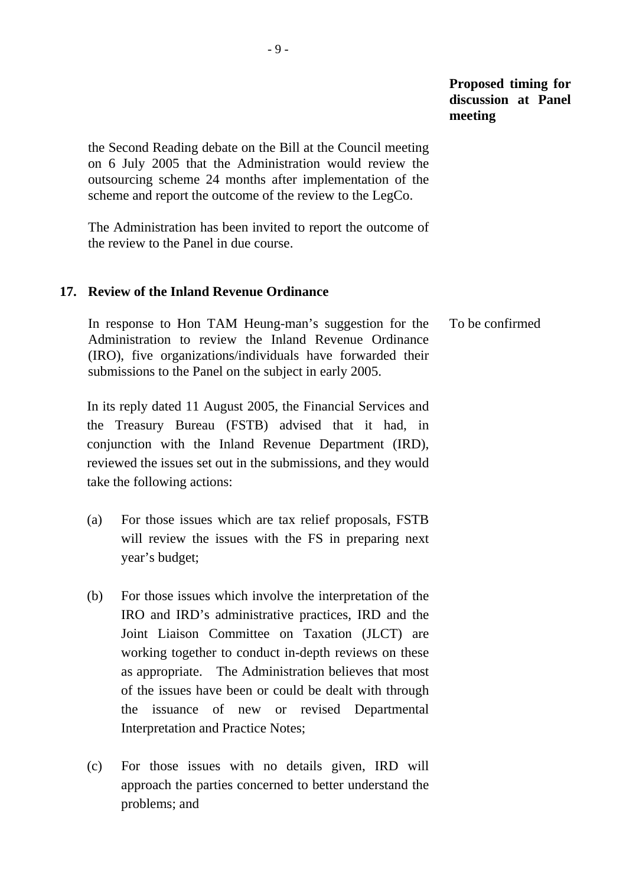**Proposed timing for discussion at Panel meeting**

the Second Reading debate on the Bill at the Council meeting on 6 July 2005 that the Administration would review the outsourcing scheme 24 months after implementation of the scheme and report the outcome of the review to the LegCo.

The Administration has been invited to report the outcome of the review to the Panel in due course.

**17. Review of the Inland Revenue Ordinance**

In response to Hon TAM Heung-man's suggestion for the Administration to review the Inland Revenue Ordinance (IRO), five organizations/individuals have forwarded their submissions to the Panel on the subject in early 2005.

To be confirmed

In its reply dated 11 August 2005, the Financial Services and the Treasury Bureau (FSTB) advised that it had, in conjunction with the Inland Revenue Department (IRD), reviewed the issues set out in the submissions, and they would take the following actions:

(a) For those issues which are tax relief proposals, FSTB will review the issues with the FS in preparing next year's budget;

(b) For those issues which involve the interpretation of the IRO and IRD's administrative practices, IRD and the Joint Liaison Committee on Taxation (JLCT) are working together to conduct in-depth reviews on these as appropriate. The Administration believes that most of the issues have been or could be dealt with through the issuance of new or revised Departmental Interpretation and Practice Notes;

(c) For those issues with no details given, IRD will approach the parties concerned to better understand the problems; and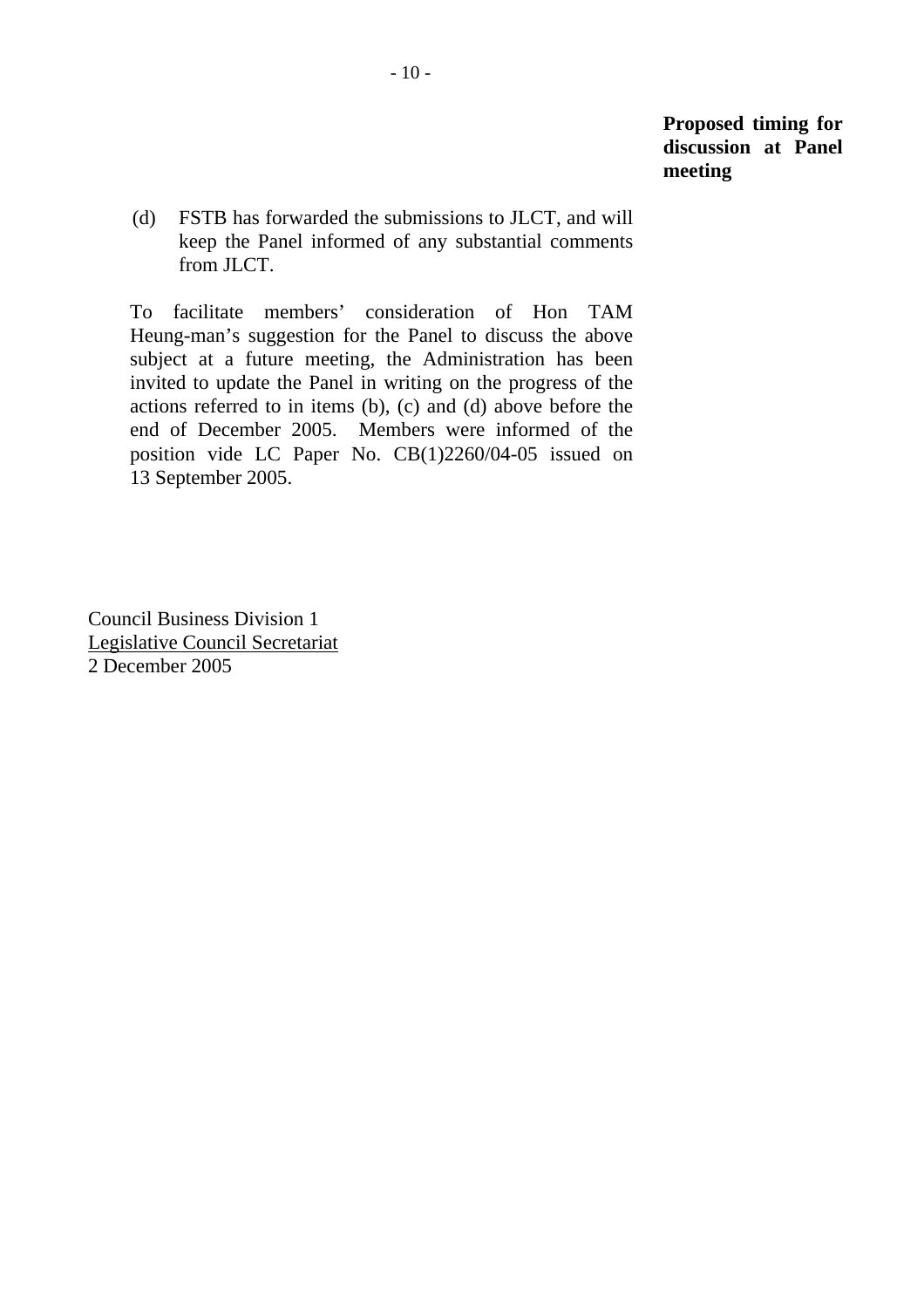**Proposed timing for discussion at Panel meeting**

(d) FSTB has forwarded the submissions to JLCT, and will keep the Panel informed of any substantial comments from JLCT.

To facilitate members' consideration of Hon TAM Heung-man's suggestion for the Panel to discuss the above subject at a future meeting, the Administration has been invited to update the Panel in writing on the progress of the actions referred to in items (b), (c) and (d) above before the end of December 2005. Members were informed of the position vide LC Paper No. CB(1)2260/04-05 issued on 13 September 2005.

Council Business Division 1
<u>Legislative Council Secretariat</u>
2 December 2005